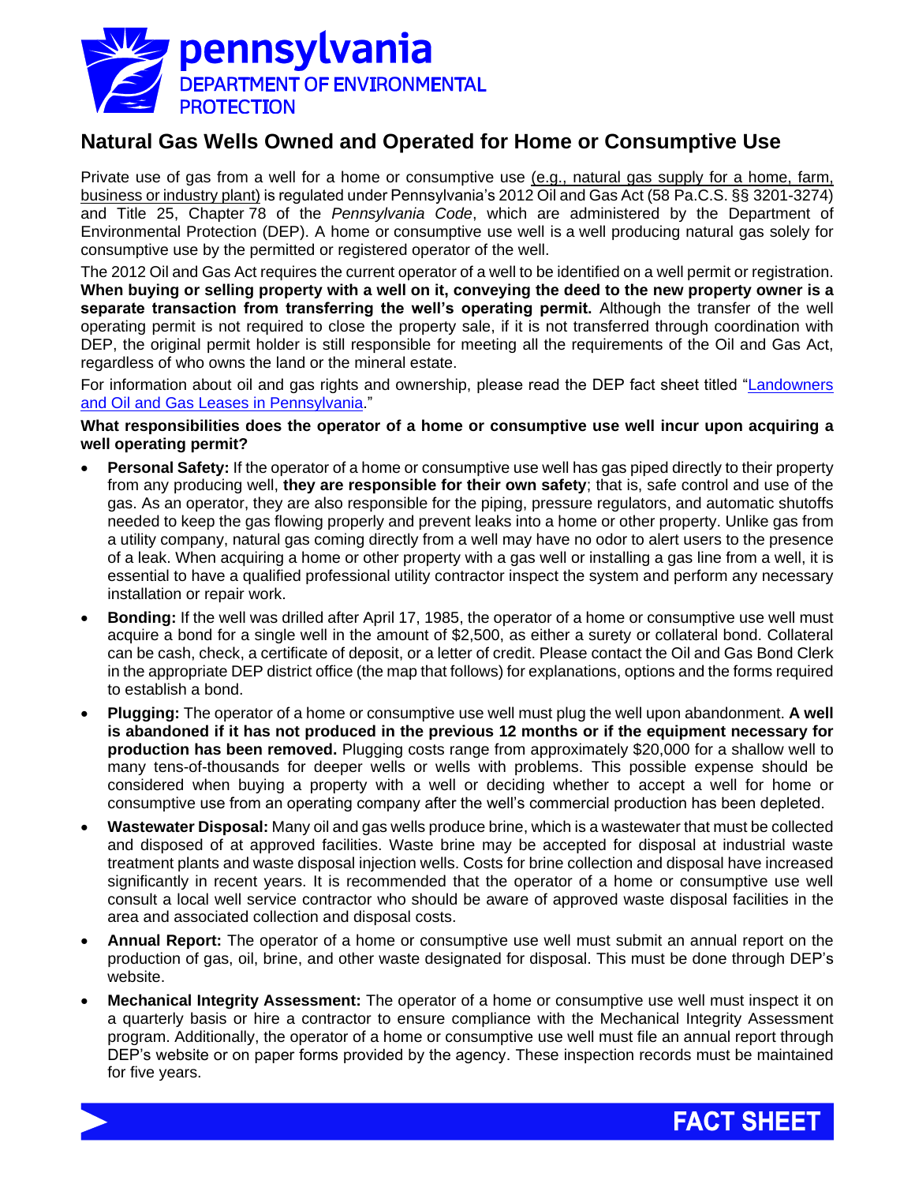# Natural Gas Wells Owned and Operated for Home or Consumptive Use

Private use of gas from a well for a home or consumptive use (e.g., natural gas supply for a home, farm, business or industry plant) is regulated under Pennsylvania's 2012 Oil and Gas Act (58 Pa.C.S. §§ 3201-3274) and Title 25, Chapter 78 of the *Pennsylvania Code*, which are administered by the Department of Environmental Protection (DEP). A home or consumptive use well is a well producing natural gas solely for consumptive use by the permitted or registered operator of the well.

The 2012 Oil and Gas Act requires the current operator of a well to be identified on a well permit or registration. **When buying or selling property with a well on it, conveying the deed to the new property owner is a separate transaction from transferring the well's operating permit.** Although the transfer of the well operating permit is not required to close the property sale, if it is not transferred through coordination with DEP, the original permit holder is still responsible for meeting all the requirements of the Oil and Gas Act, regardless of who owns the land or the mineral estate.

For information about oil and gas rights and ownership, please read the DEP fact sheet titled "Landowners and Oil and Gas Leases in Pennsylvania."

**What responsibilities does the operator of a home or consumptive use well incur upon acquiring a well operating permit?**

- **Personal Safety:** If the operator of a home or consumptive use well has gas piped directly to their property from any producing well, **they are responsible for their own safety**; that is, safe control and use of the gas. As an operator, they are also responsible for the piping, pressure regulators, and automatic shutoffs needed to keep the gas flowing properly and prevent leaks into a home or other property. Unlike gas from a utility company, natural gas coming directly from a well may have no odor to alert users to the presence of a leak. When acquiring a home or other property with a gas well or installing a gas line from a well, it is essential to have a qualified professional utility contractor inspect the system and perform any necessary installation or repair work.
- **Bonding:** If the well was drilled after April 17, 1985, the operator of a home or consumptive use well must acquire a bond for a single well in the amount of $2,500, as either a surety or collateral bond. Collateral can be cash, check, a certificate of deposit, or a letter of credit. Please contact the Oil and Gas Bond Clerk in the appropriate DEP district office (the map that follows) for explanations, options and the forms required to establish a bond.
- **Plugging:** The operator of a home or consumptive use well must plug the well upon abandonment. **A well is abandoned if it has not produced in the previous 12 months or if the equipment necessary for production has been removed.** Plugging costs range from approximately $20,000 for a shallow well to many tens-of-thousands for deeper wells or wells with problems. This possible expense should be considered when buying a property with a well or deciding whether to accept a well for home or consumptive use from an operating company after the well's commercial production has been depleted.
- **Wastewater Disposal:** Many oil and gas wells produce brine, which is a wastewater that must be collected and disposed of at approved facilities. Waste brine may be accepted for disposal at industrial waste treatment plants and waste disposal injection wells. Costs for brine collection and disposal have increased significantly in recent years. It is recommended that the operator of a home or consumptive use well consult a local well service contractor who should be aware of approved waste disposal facilities in the area and associated collection and disposal costs.
- **Annual Report:** The operator of a home or consumptive use well must submit an annual report on the production of gas, oil, brine, and other waste designated for disposal. This must be done through DEP's website.
- **Mechanical Integrity Assessment:** The operator of a home or consumptive use well must inspect it on a quarterly basis or hire a contractor to ensure compliance with the Mechanical Integrity Assessment program. Additionally, the operator of a home or consumptive use well must file an annual report through DEP's website or on paper forms provided by the agency. These inspection records must be maintained for five years.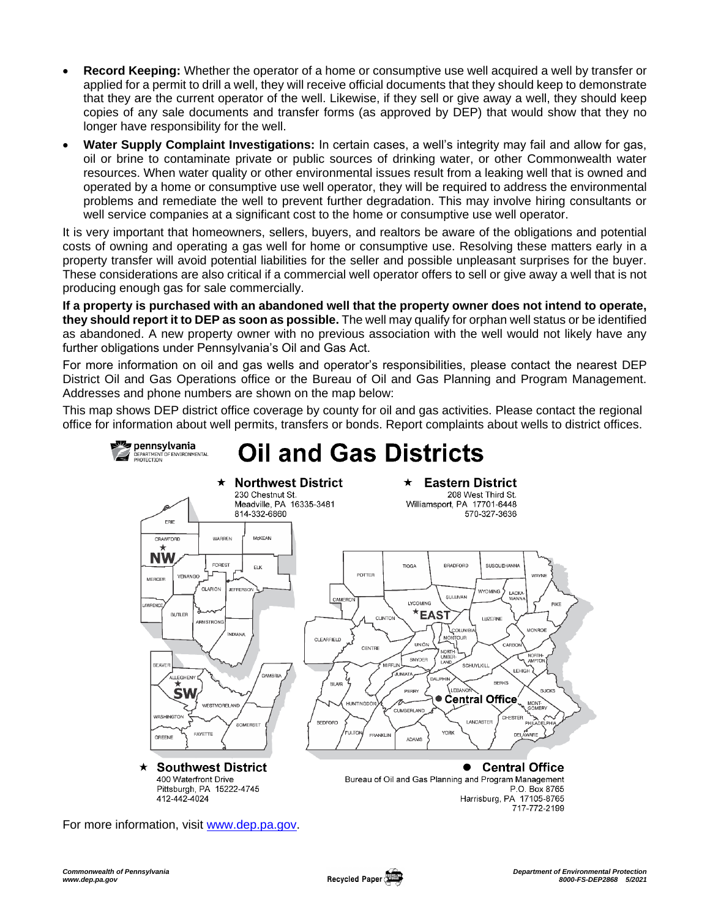- **Record Keeping:** Whether the operator of a home or consumptive use well acquired a well by transfer or applied for a permit to drill a well, they will receive official documents that they should keep to demonstrate that they are the current operator of the well. Likewise, if they sell or give away a well, they should keep copies of any sale documents and transfer forms (as approved by DEP) that would show that they no longer have responsibility for the well.
- **Water Supply Complaint Investigations:** In certain cases, a well's integrity may fail and allow for gas, oil or brine to contaminate private or public sources of drinking water, or other Commonwealth water resources. When water quality or other environmental issues result from a leaking well that is owned and operated by a home or consumptive use well operator, they will be required to address the environmental problems and remediate the well to prevent further degradation. This may involve hiring consultants or well service companies at a significant cost to the home or consumptive use well operator.

It is very important that homeowners, sellers, buyers, and realtors be aware of the obligations and potential costs of owning and operating a gas well for home or consumptive use. Resolving these matters early in a property transfer will avoid potential liabilities for the seller and possible unpleasant surprises for the buyer. These considerations are also critical if a commercial well operator offers to sell or give away a well that is not producing enough gas for sale commercially.

**If a property is purchased with an abandoned well that the property owner does not intend to operate, they should report it to DEP as soon as possible.** The well may qualify for orphan well status or be identified as abandoned. A new property owner with no previous association with the well would not likely have any further obligations under Pennsylvania's Oil and Gas Act.

For more information on oil and gas wells and operator's responsibilities, please contact the nearest DEP District Oil and Gas Operations office or the Bureau of Oil and Gas Planning and Program Management. Addresses and phone numbers are shown on the map below:

This map shows DEP district office coverage by county for oil and gas activities. Please contact the regional office for information about well permits, transfers or bonds. Report complaints about wells to district offices.

## Oil and Gas Districts

**Northwest District**
230 Chestnut St.
Meadville, PA 16335-3481
814-332-6860

**Eastern District**
208 West Third St.
Williamsport, PA 17701-6448
570-327-3636

**Southwest District**
400 Waterfront Drive
Pittsburgh, PA 15222-4745
412-442-4024

**Central Office**
Bureau of Oil and Gas Planning and Program Management
P.O. Box 8765
Harrisburg, PA 17105-8765
717-772-2199

For more information, visit www.dep.pa.gov.